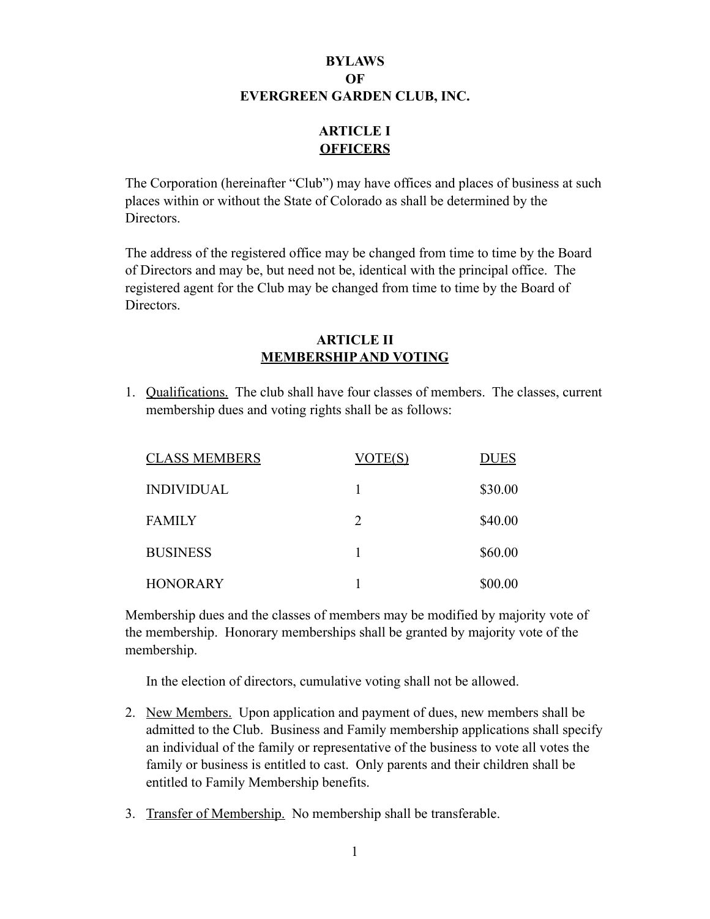# BYLAWS
# OF
# EVERGREEN GARDEN CLUB, INC.

## ARTICLE I
## OFFICERS

The Corporation (hereinafter "Club") may have offices and places of business at such places within or without the State of Colorado as shall be determined by the Directors.

The address of the registered office may be changed from time to time by the Board of Directors and may be, but need not be, identical with the principal office. The registered agent for the Club may be changed from time to time by the Board of Directors.

## ARTICLE II
## MEMBERSHIP AND VOTING

1. Qualifications. The club shall have four classes of members. The classes, current membership dues and voting rights shall be as follows:

| CLASS MEMBERS | VOTE(S) | DUES |
|---|---|---|
| INDIVIDUAL | 1 | $30.00 |
| FAMILY | 2 | $40.00 |
| BUSINESS | 1 | $60.00 |
| HONORARY | 1 | $00.00 |

Membership dues and the classes of members may be modified by majority vote of the membership. Honorary memberships shall be granted by majority vote of the membership.

In the election of directors, cumulative voting shall not be allowed.

2. New Members. Upon application and payment of dues, new members shall be admitted to the Club. Business and Family membership applications shall specify an individual of the family or representative of the business to vote all votes the family or business is entitled to cast. Only parents and their children shall be entitled to Family Membership benefits.

3. Transfer of Membership. No membership shall be transferable.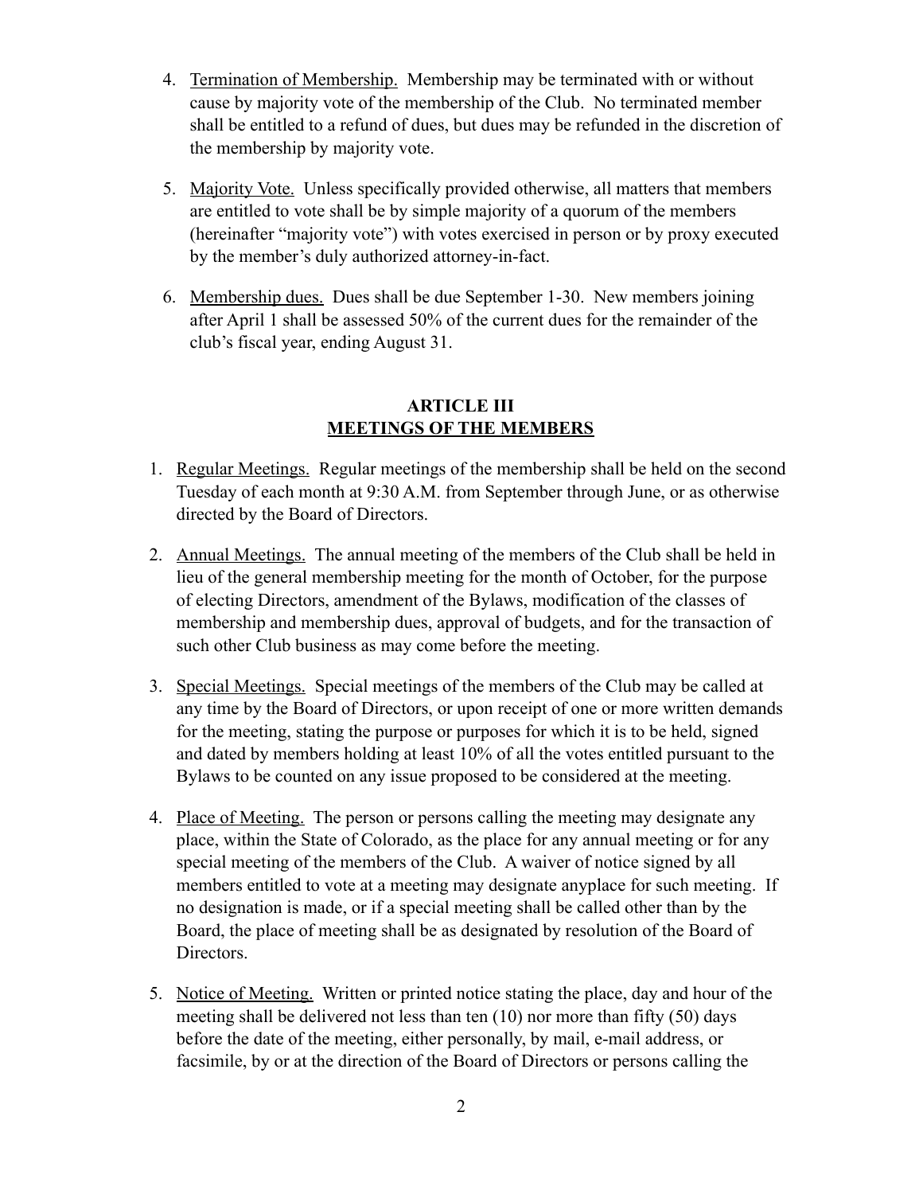4. Termination of Membership. Membership may be terminated with or without cause by majority vote of the membership of the Club. No terminated member shall be entitled to a refund of dues, but dues may be refunded in the discretion of the membership by majority vote.

5. Majority Vote. Unless specifically provided otherwise, all matters that members are entitled to vote shall be by simple majority of a quorum of the members (hereinafter "majority vote") with votes exercised in person or by proxy executed by the member's duly authorized attorney-in-fact.

6. Membership dues. Dues shall be due September 1-30. New members joining after April 1 shall be assessed 50% of the current dues for the remainder of the club's fiscal year, ending August 31.

## ARTICLE III
## MEETINGS OF THE MEMBERS

1. Regular Meetings. Regular meetings of the membership shall be held on the second Tuesday of each month at 9:30 A.M. from September through June, or as otherwise directed by the Board of Directors.

2. Annual Meetings. The annual meeting of the members of the Club shall be held in lieu of the general membership meeting for the month of October, for the purpose of electing Directors, amendment of the Bylaws, modification of the classes of membership and membership dues, approval of budgets, and for the transaction of such other Club business as may come before the meeting.

3. Special Meetings. Special meetings of the members of the Club may be called at any time by the Board of Directors, or upon receipt of one or more written demands for the meeting, stating the purpose or purposes for which it is to be held, signed and dated by members holding at least 10% of all the votes entitled pursuant to the Bylaws to be counted on any issue proposed to be considered at the meeting.

4. Place of Meeting. The person or persons calling the meeting may designate any place, within the State of Colorado, as the place for any annual meeting or for any special meeting of the members of the Club. A waiver of notice signed by all members entitled to vote at a meeting may designate anyplace for such meeting. If no designation is made, or if a special meeting shall be called other than by the Board, the place of meeting shall be as designated by resolution of the Board of Directors.

5. Notice of Meeting. Written or printed notice stating the place, day and hour of the meeting shall be delivered not less than ten (10) nor more than fifty (50) days before the date of the meeting, either personally, by mail, e-mail address, or facsimile, by or at the direction of the Board of Directors or persons calling the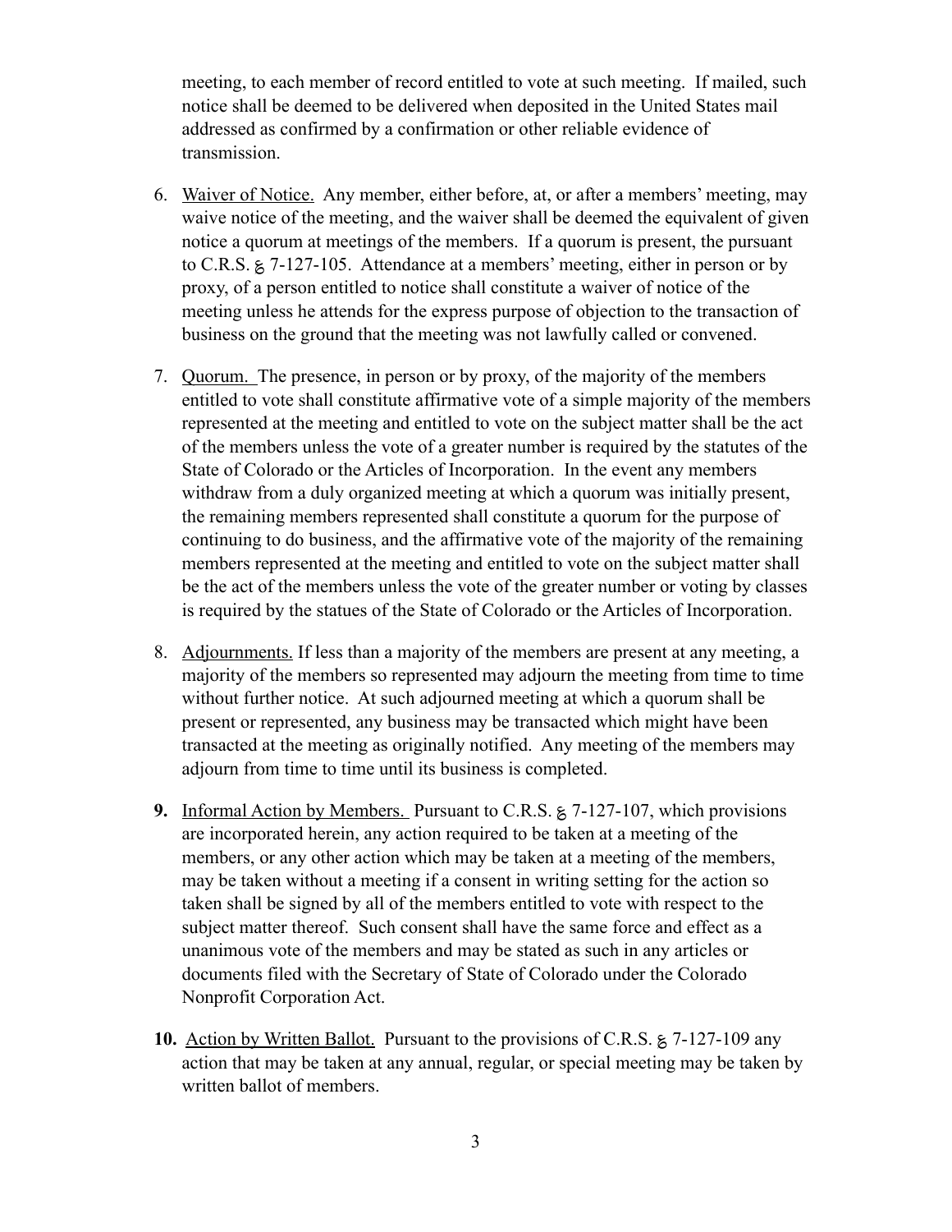meeting, to each member of record entitled to vote at such meeting. If mailed, such notice shall be deemed to be delivered when deposited in the United States mail addressed as confirmed by a confirmation or other reliable evidence of transmission.

6. Waiver of Notice. Any member, either before, at, or after a members' meeting, may waive notice of the meeting, and the waiver shall be deemed the equivalent of given notice a quorum at meetings of the members. If a quorum is present, the pursuant to C.R.S. § 7-127-105. Attendance at a members' meeting, either in person or by proxy, of a person entitled to notice shall constitute a waiver of notice of the meeting unless he attends for the express purpose of objection to the transaction of business on the ground that the meeting was not lawfully called or convened.

7. Quorum. The presence, in person or by proxy, of the majority of the members entitled to vote shall constitute affirmative vote of a simple majority of the members represented at the meeting and entitled to vote on the subject matter shall be the act of the members unless the vote of a greater number is required by the statutes of the State of Colorado or the Articles of Incorporation. In the event any members withdraw from a duly organized meeting at which a quorum was initially present, the remaining members represented shall constitute a quorum for the purpose of continuing to do business, and the affirmative vote of the majority of the remaining members represented at the meeting and entitled to vote on the subject matter shall be the act of the members unless the vote of the greater number or voting by classes is required by the statues of the State of Colorado or the Articles of Incorporation.

8. Adjournments. If less than a majority of the members are present at any meeting, a majority of the members so represented may adjourn the meeting from time to time without further notice. At such adjourned meeting at which a quorum shall be present or represented, any business may be transacted which might have been transacted at the meeting as originally notified. Any meeting of the members may adjourn from time to time until its business is completed.

**9.** Informal Action by Members. Pursuant to C.R.S. § 7-127-107, which provisions are incorporated herein, any action required to be taken at a meeting of the members, or any other action which may be taken at a meeting of the members, may be taken without a meeting if a consent in writing setting for the action so taken shall be signed by all of the members entitled to vote with respect to the subject matter thereof. Such consent shall have the same force and effect as a unanimous vote of the members and may be stated as such in any articles or documents filed with the Secretary of State of Colorado under the Colorado Nonprofit Corporation Act.

**10.** Action by Written Ballot. Pursuant to the provisions of C.R.S. § 7-127-109 any action that may be taken at any annual, regular, or special meeting may be taken by written ballot of members.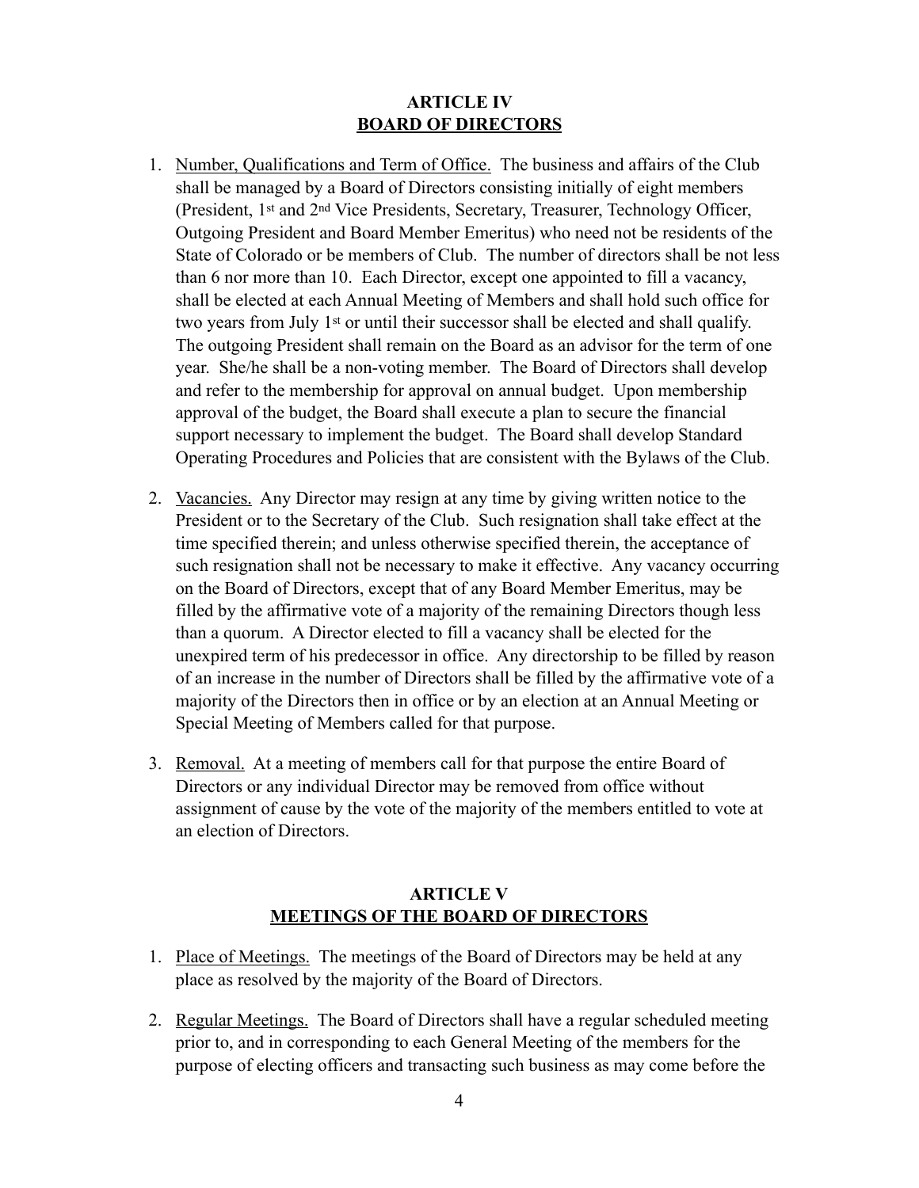## ARTICLE IV
## BOARD OF DIRECTORS

1. Number, Qualifications and Term of Office. The business and affairs of the Club shall be managed by a Board of Directors consisting initially of eight members (President, 1st and 2nd Vice Presidents, Secretary, Treasurer, Technology Officer, Outgoing President and Board Member Emeritus) who need not be residents of the State of Colorado or be members of Club. The number of directors shall be not less than 6 nor more than 10. Each Director, except one appointed to fill a vacancy, shall be elected at each Annual Meeting of Members and shall hold such office for two years from July 1st or until their successor shall be elected and shall qualify. The outgoing President shall remain on the Board as an advisor for the term of one year. She/he shall be a non-voting member. The Board of Directors shall develop and refer to the membership for approval on annual budget. Upon membership approval of the budget, the Board shall execute a plan to secure the financial support necessary to implement the budget. The Board shall develop Standard Operating Procedures and Policies that are consistent with the Bylaws of the Club.

2. Vacancies. Any Director may resign at any time by giving written notice to the President or to the Secretary of the Club. Such resignation shall take effect at the time specified therein; and unless otherwise specified therein, the acceptance of such resignation shall not be necessary to make it effective. Any vacancy occurring on the Board of Directors, except that of any Board Member Emeritus, may be filled by the affirmative vote of a majority of the remaining Directors though less than a quorum. A Director elected to fill a vacancy shall be elected for the unexpired term of his predecessor in office. Any directorship to be filled by reason of an increase in the number of Directors shall be filled by the affirmative vote of a majority of the Directors then in office or by an election at an Annual Meeting or Special Meeting of Members called for that purpose.

3. Removal. At a meeting of members call for that purpose the entire Board of Directors or any individual Director may be removed from office without assignment of cause by the vote of the majority of the members entitled to vote at an election of Directors.

## ARTICLE V
## MEETINGS OF THE BOARD OF DIRECTORS

1. Place of Meetings. The meetings of the Board of Directors may be held at any place as resolved by the majority of the Board of Directors.

2. Regular Meetings. The Board of Directors shall have a regular scheduled meeting prior to, and in corresponding to each General Meeting of the members for the purpose of electing officers and transacting such business as may come before the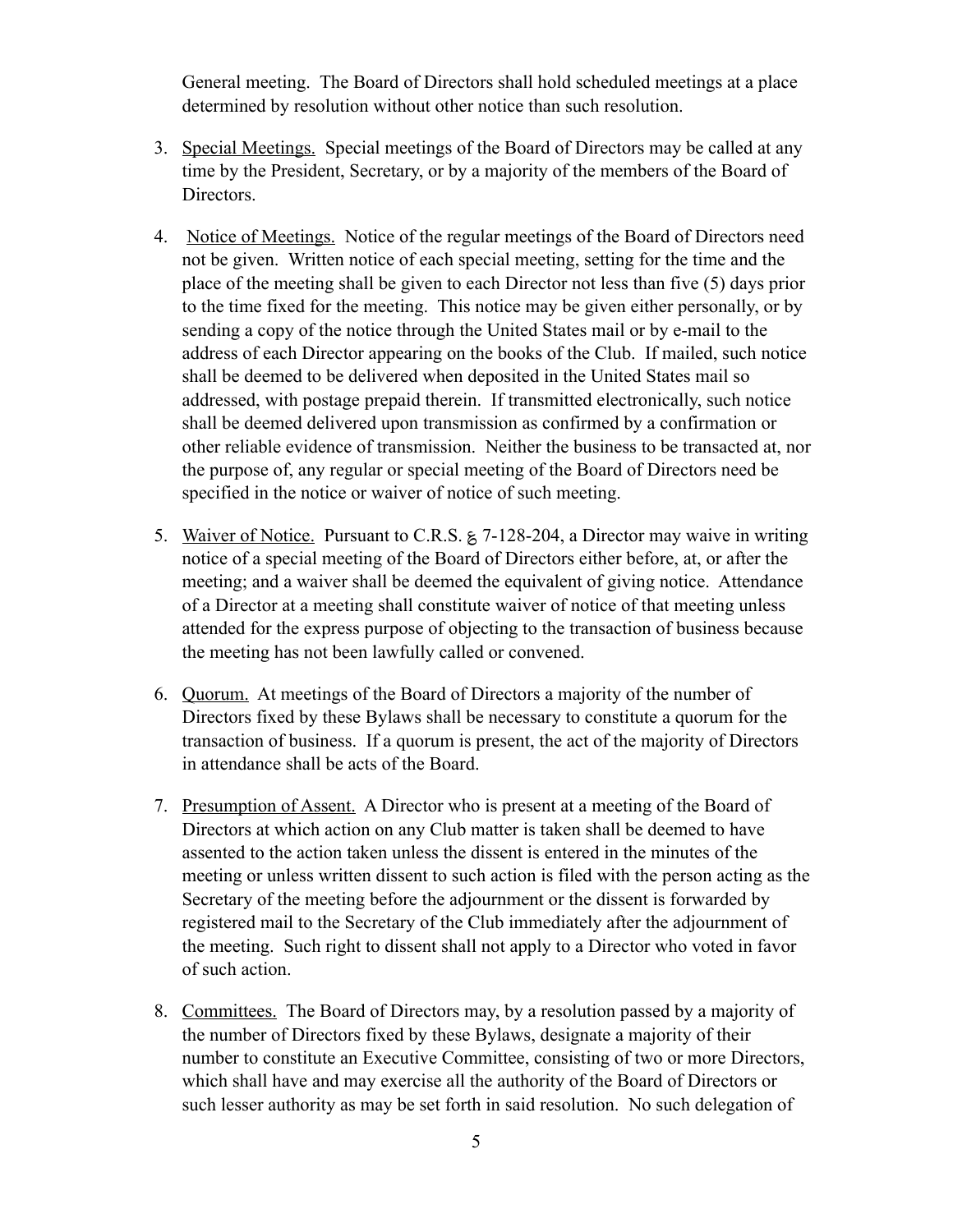General meeting. The Board of Directors shall hold scheduled meetings at a place determined by resolution without other notice than such resolution.

3. Special Meetings. Special meetings of the Board of Directors may be called at any time by the President, Secretary, or by a majority of the members of the Board of Directors.

4. Notice of Meetings. Notice of the regular meetings of the Board of Directors need not be given. Written notice of each special meeting, setting for the time and the place of the meeting shall be given to each Director not less than five (5) days prior to the time fixed for the meeting. This notice may be given either personally, or by sending a copy of the notice through the United States mail or by e-mail to the address of each Director appearing on the books of the Club. If mailed, such notice shall be deemed to be delivered when deposited in the United States mail so addressed, with postage prepaid therein. If transmitted electronically, such notice shall be deemed delivered upon transmission as confirmed by a confirmation or other reliable evidence of transmission. Neither the business to be transacted at, nor the purpose of, any regular or special meeting of the Board of Directors need be specified in the notice or waiver of notice of such meeting.

5. Waiver of Notice. Pursuant to C.R.S. § 7-128-204, a Director may waive in writing notice of a special meeting of the Board of Directors either before, at, or after the meeting; and a waiver shall be deemed the equivalent of giving notice. Attendance of a Director at a meeting shall constitute waiver of notice of that meeting unless attended for the express purpose of objecting to the transaction of business because the meeting has not been lawfully called or convened.

6. Quorum. At meetings of the Board of Directors a majority of the number of Directors fixed by these Bylaws shall be necessary to constitute a quorum for the transaction of business. If a quorum is present, the act of the majority of Directors in attendance shall be acts of the Board.

7. Presumption of Assent. A Director who is present at a meeting of the Board of Directors at which action on any Club matter is taken shall be deemed to have assented to the action taken unless the dissent is entered in the minutes of the meeting or unless written dissent to such action is filed with the person acting as the Secretary of the meeting before the adjournment or the dissent is forwarded by registered mail to the Secretary of the Club immediately after the adjournment of the meeting. Such right to dissent shall not apply to a Director who voted in favor of such action.

8. Committees. The Board of Directors may, by a resolution passed by a majority of the number of Directors fixed by these Bylaws, designate a majority of their number to constitute an Executive Committee, consisting of two or more Directors, which shall have and may exercise all the authority of the Board of Directors or such lesser authority as may be set forth in said resolution. No such delegation of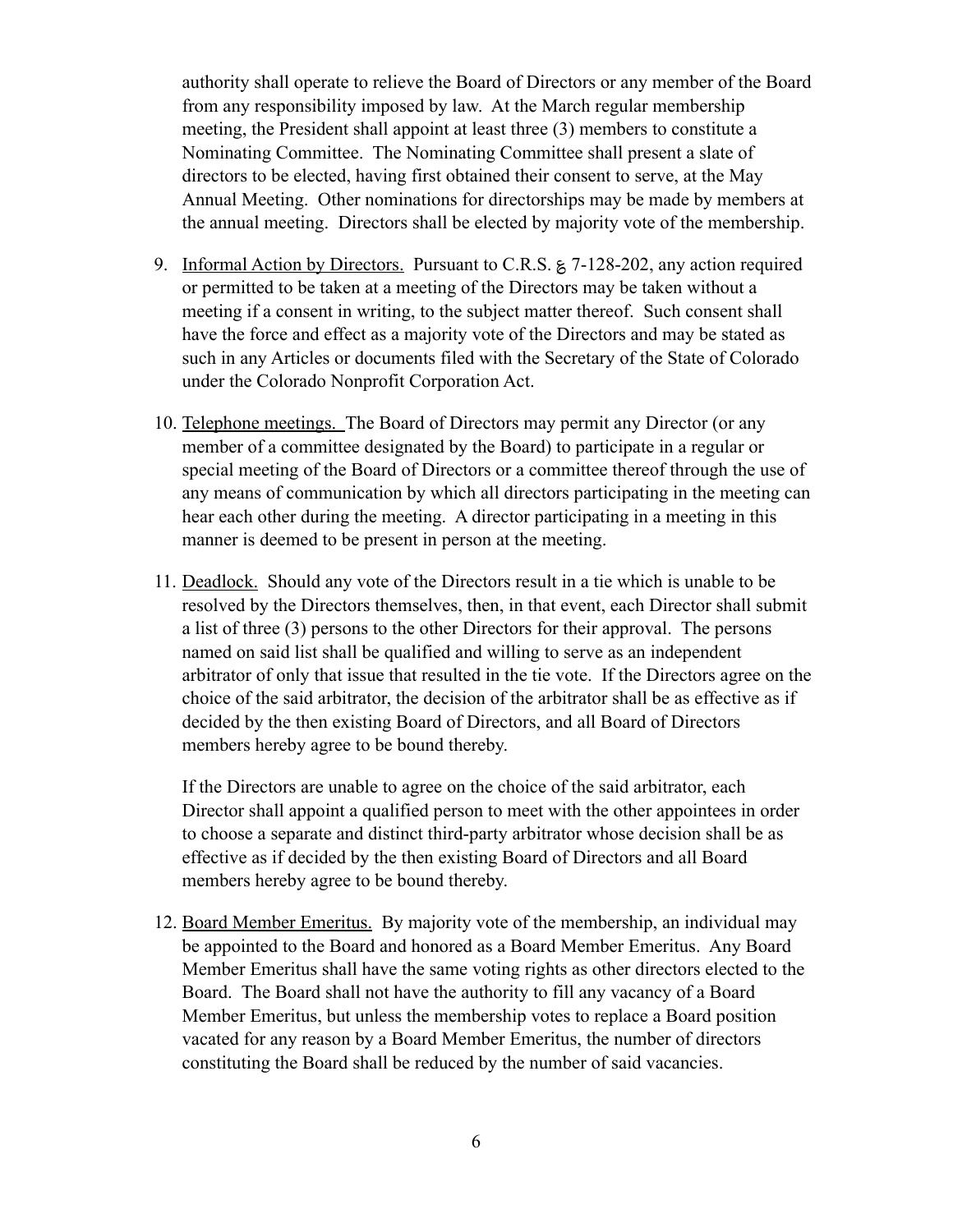authority shall operate to relieve the Board of Directors or any member of the Board from any responsibility imposed by law. At the March regular membership meeting, the President shall appoint at least three (3) members to constitute a Nominating Committee. The Nominating Committee shall present a slate of directors to be elected, having first obtained their consent to serve, at the May Annual Meeting. Other nominations for directorships may be made by members at the annual meeting. Directors shall be elected by majority vote of the membership.

9. Informal Action by Directors. Pursuant to C.R.S. § 7-128-202, any action required or permitted to be taken at a meeting of the Directors may be taken without a meeting if a consent in writing, to the subject matter thereof. Such consent shall have the force and effect as a majority vote of the Directors and may be stated as such in any Articles or documents filed with the Secretary of the State of Colorado under the Colorado Nonprofit Corporation Act.

10. Telephone meetings. The Board of Directors may permit any Director (or any member of a committee designated by the Board) to participate in a regular or special meeting of the Board of Directors or a committee thereof through the use of any means of communication by which all directors participating in the meeting can hear each other during the meeting. A director participating in a meeting in this manner is deemed to be present in person at the meeting.

11. Deadlock. Should any vote of the Directors result in a tie which is unable to be resolved by the Directors themselves, then, in that event, each Director shall submit a list of three (3) persons to the other Directors for their approval. The persons named on said list shall be qualified and willing to serve as an independent arbitrator of only that issue that resulted in the tie vote. If the Directors agree on the choice of the said arbitrator, the decision of the arbitrator shall be as effective as if decided by the then existing Board of Directors, and all Board of Directors members hereby agree to be bound thereby.

    If the Directors are unable to agree on the choice of the said arbitrator, each Director shall appoint a qualified person to meet with the other appointees in order to choose a separate and distinct third-party arbitrator whose decision shall be as effective as if decided by the then existing Board of Directors and all Board members hereby agree to be bound thereby.

12. Board Member Emeritus. By majority vote of the membership, an individual may be appointed to the Board and honored as a Board Member Emeritus. Any Board Member Emeritus shall have the same voting rights as other directors elected to the Board. The Board shall not have the authority to fill any vacancy of a Board Member Emeritus, but unless the membership votes to replace a Board position vacated for any reason by a Board Member Emeritus, the number of directors constituting the Board shall be reduced by the number of said vacancies.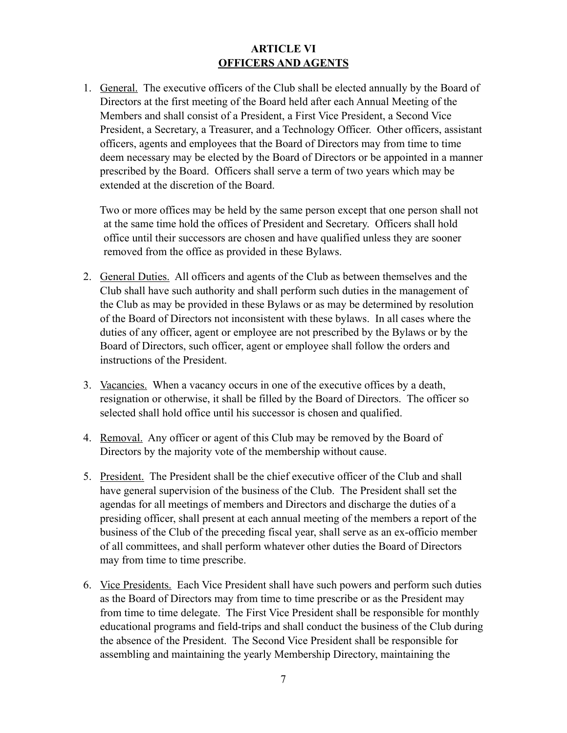## ARTICLE VI
## OFFICERS AND AGENTS

1. General. The executive officers of the Club shall be elected annually by the Board of Directors at the first meeting of the Board held after each Annual Meeting of the Members and shall consist of a President, a First Vice President, a Second Vice President, a Secretary, a Treasurer, and a Technology Officer. Other officers, assistant officers, agents and employees that the Board of Directors may from time to time deem necessary may be elected by the Board of Directors or be appointed in a manner prescribed by the Board. Officers shall serve a term of two years which may be extended at the discretion of the Board.

   Two or more offices may be held by the same person except that one person shall not at the same time hold the offices of President and Secretary. Officers shall hold office until their successors are chosen and have qualified unless they are sooner removed from the office as provided in these Bylaws.

2. General Duties. All officers and agents of the Club as between themselves and the Club shall have such authority and shall perform such duties in the management of the Club as may be provided in these Bylaws or as may be determined by resolution of the Board of Directors not inconsistent with these bylaws. In all cases where the duties of any officer, agent or employee are not prescribed by the Bylaws or by the Board of Directors, such officer, agent or employee shall follow the orders and instructions of the President.

3. Vacancies. When a vacancy occurs in one of the executive offices by a death, resignation or otherwise, it shall be filled by the Board of Directors. The officer so selected shall hold office until his successor is chosen and qualified.

4. Removal. Any officer or agent of this Club may be removed by the Board of Directors by the majority vote of the membership without cause.

5. President. The President shall be the chief executive officer of the Club and shall have general supervision of the business of the Club. The President shall set the agendas for all meetings of members and Directors and discharge the duties of a presiding officer, shall present at each annual meeting of the members a report of the business of the Club of the preceding fiscal year, shall serve as an ex-officio member of all committees, and shall perform whatever other duties the Board of Directors may from time to time prescribe.

6. Vice Presidents. Each Vice President shall have such powers and perform such duties as the Board of Directors may from time to time prescribe or as the President may from time to time delegate. The First Vice President shall be responsible for monthly educational programs and field-trips and shall conduct the business of the Club during the absence of the President. The Second Vice President shall be responsible for assembling and maintaining the yearly Membership Directory, maintaining the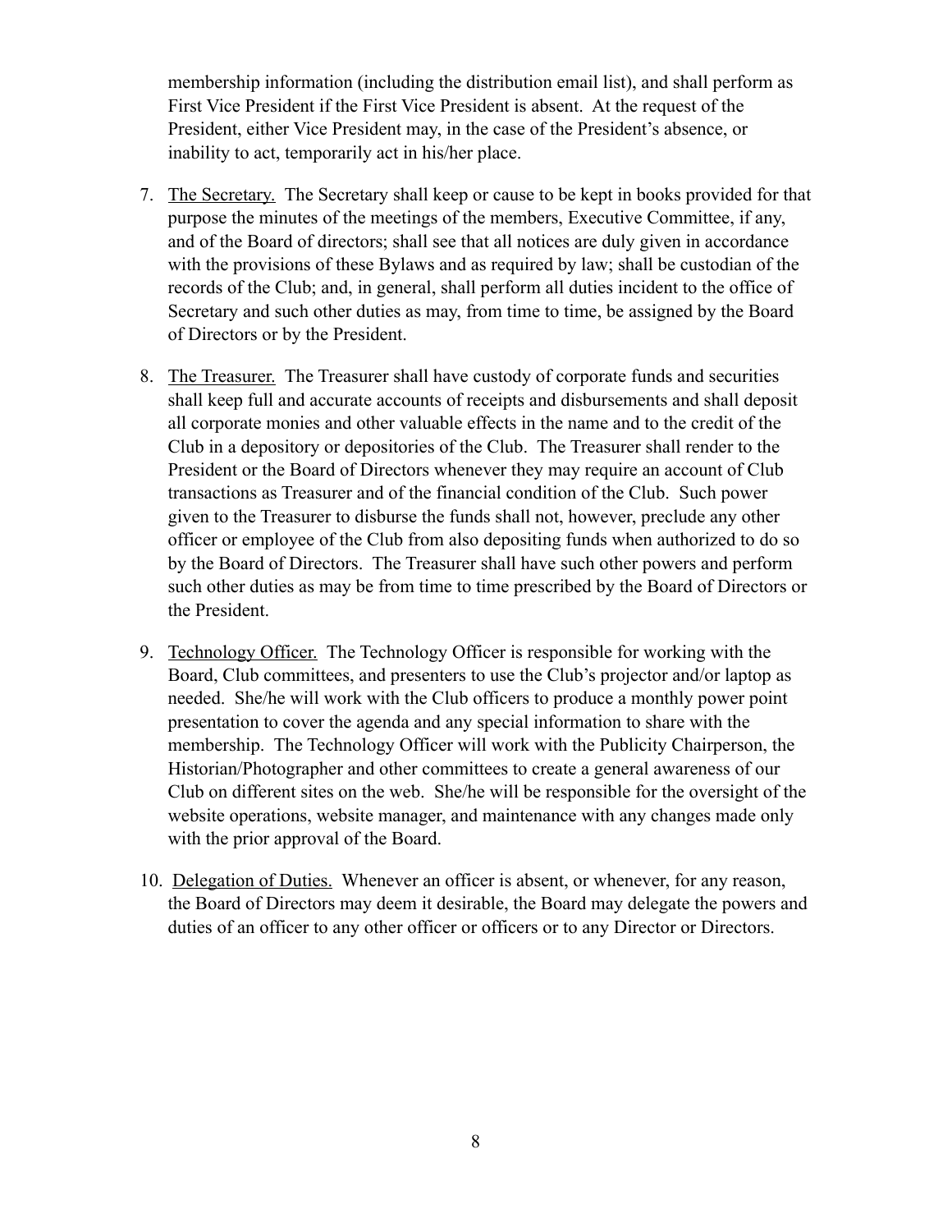membership information (including the distribution email list), and shall perform as First Vice President if the First Vice President is absent. At the request of the President, either Vice President may, in the case of the President's absence, or inability to act, temporarily act in his/her place.

7. The Secretary. The Secretary shall keep or cause to be kept in books provided for that purpose the minutes of the meetings of the members, Executive Committee, if any, and of the Board of directors; shall see that all notices are duly given in accordance with the provisions of these Bylaws and as required by law; shall be custodian of the records of the Club; and, in general, shall perform all duties incident to the office of Secretary and such other duties as may, from time to time, be assigned by the Board of Directors or by the President.

8. The Treasurer. The Treasurer shall have custody of corporate funds and securities shall keep full and accurate accounts of receipts and disbursements and shall deposit all corporate monies and other valuable effects in the name and to the credit of the Club in a depository or depositories of the Club. The Treasurer shall render to the President or the Board of Directors whenever they may require an account of Club transactions as Treasurer and of the financial condition of the Club. Such power given to the Treasurer to disburse the funds shall not, however, preclude any other officer or employee of the Club from also depositing funds when authorized to do so by the Board of Directors. The Treasurer shall have such other powers and perform such other duties as may be from time to time prescribed by the Board of Directors or the President.

9. Technology Officer. The Technology Officer is responsible for working with the Board, Club committees, and presenters to use the Club's projector and/or laptop as needed. She/he will work with the Club officers to produce a monthly power point presentation to cover the agenda and any special information to share with the membership. The Technology Officer will work with the Publicity Chairperson, the Historian/Photographer and other committees to create a general awareness of our Club on different sites on the web. She/he will be responsible for the oversight of the website operations, website manager, and maintenance with any changes made only with the prior approval of the Board.

10. Delegation of Duties. Whenever an officer is absent, or whenever, for any reason, the Board of Directors may deem it desirable, the Board may delegate the powers and duties of an officer to any other officer or officers or to any Director or Directors.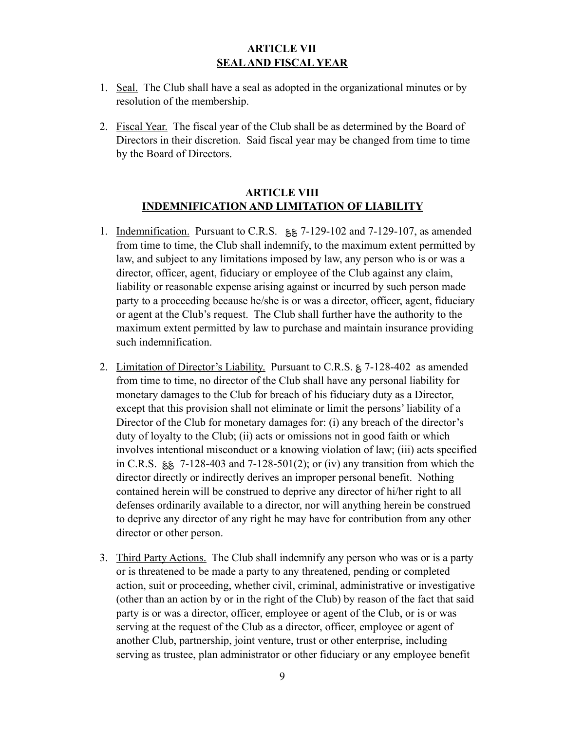## ARTICLE VII
## SEAL AND FISCAL YEAR

1. Seal. The Club shall have a seal as adopted in the organizational minutes or by resolution of the membership.

2. Fiscal Year. The fiscal year of the Club shall be as determined by the Board of Directors in their discretion. Said fiscal year may be changed from time to time by the Board of Directors.

## ARTICLE VIII
## INDEMNIFICATION AND LIMITATION OF LIABILITY

1. Indemnification. Pursuant to C.R.S. §§ 7-129-102 and 7-129-107, as amended from time to time, the Club shall indemnify, to the maximum extent permitted by law, and subject to any limitations imposed by law, any person who is or was a director, officer, agent, fiduciary or employee of the Club against any claim, liability or reasonable expense arising against or incurred by such person made party to a proceeding because he/she is or was a director, officer, agent, fiduciary or agent at the Club's request. The Club shall further have the authority to the maximum extent permitted by law to purchase and maintain insurance providing such indemnification.

2. Limitation of Director's Liability. Pursuant to C.R.S. § 7-128-402 as amended from time to time, no director of the Club shall have any personal liability for monetary damages to the Club for breach of his fiduciary duty as a Director, except that this provision shall not eliminate or limit the persons' liability of a Director of the Club for monetary damages for: (i) any breach of the director's duty of loyalty to the Club; (ii) acts or omissions not in good faith or which involves intentional misconduct or a knowing violation of law; (iii) acts specified in C.R.S. §§ 7-128-403 and 7-128-501(2); or (iv) any transition from which the director directly or indirectly derives an improper personal benefit. Nothing contained herein will be construed to deprive any director of hi/her right to all defenses ordinarily available to a director, nor will anything herein be construed to deprive any director of any right he may have for contribution from any other director or other person.

3. Third Party Actions. The Club shall indemnify any person who was or is a party or is threatened to be made a party to any threatened, pending or completed action, suit or proceeding, whether civil, criminal, administrative or investigative (other than an action by or in the right of the Club) by reason of the fact that said party is or was a director, officer, employee or agent of the Club, or is or was serving at the request of the Club as a director, officer, employee or agent of another Club, partnership, joint venture, trust or other enterprise, including serving as trustee, plan administrator or other fiduciary or any employee benefit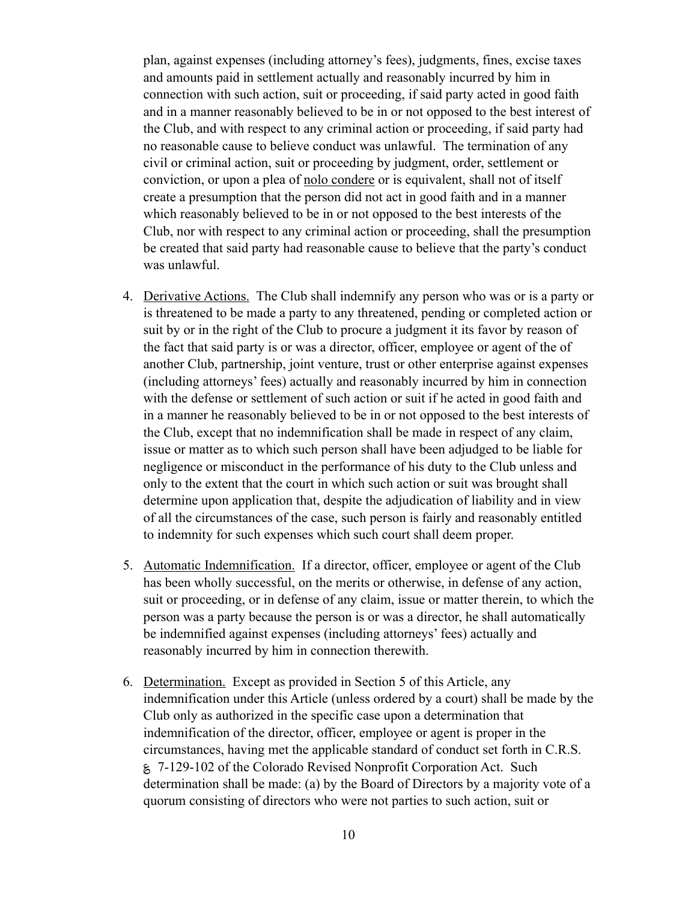plan, against expenses (including attorney's fees), judgments, fines, excise taxes and amounts paid in settlement actually and reasonably incurred by him in connection with such action, suit or proceeding, if said party acted in good faith and in a manner reasonably believed to be in or not opposed to the best interest of the Club, and with respect to any criminal action or proceeding, if said party had no reasonable cause to believe conduct was unlawful. The termination of any civil or criminal action, suit or proceeding by judgment, order, settlement or conviction, or upon a plea of <u>nolo condere</u> or is equivalent, shall not of itself create a presumption that the person did not act in good faith and in a manner which reasonably believed to be in or not opposed to the best interests of the Club, nor with respect to any criminal action or proceeding, shall the presumption be created that said party had reasonable cause to believe that the party's conduct was unlawful.

4. <u>Derivative Actions.</u> The Club shall indemnify any person who was or is a party or is threatened to be made a party to any threatened, pending or completed action or suit by or in the right of the Club to procure a judgment it its favor by reason of the fact that said party is or was a director, officer, employee or agent of the of another Club, partnership, joint venture, trust or other enterprise against expenses (including attorneys' fees) actually and reasonably incurred by him in connection with the defense or settlement of such action or suit if he acted in good faith and in a manner he reasonably believed to be in or not opposed to the best interests of the Club, except that no indemnification shall be made in respect of any claim, issue or matter as to which such person shall have been adjudged to be liable for negligence or misconduct in the performance of his duty to the Club unless and only to the extent that the court in which such action or suit was brought shall determine upon application that, despite the adjudication of liability and in view of all the circumstances of the case, such person is fairly and reasonably entitled to indemnity for such expenses which such court shall deem proper.

5. <u>Automatic Indemnification.</u> If a director, officer, employee or agent of the Club has been wholly successful, on the merits or otherwise, in defense of any action, suit or proceeding, or in defense of any claim, issue or matter therein, to which the person was a party because the person is or was a director, he shall automatically be indemnified against expenses (including attorneys' fees) actually and reasonably incurred by him in connection therewith.

6. <u>Determination.</u> Except as provided in Section 5 of this Article, any indemnification under this Article (unless ordered by a court) shall be made by the Club only as authorized in the specific case upon a determination that indemnification of the director, officer, employee or agent is proper in the circumstances, having met the applicable standard of conduct set forth in C.R.S. § 7-129-102 of the Colorado Revised Nonprofit Corporation Act. Such determination shall be made: (a) by the Board of Directors by a majority vote of a quorum consisting of directors who were not parties to such action, suit or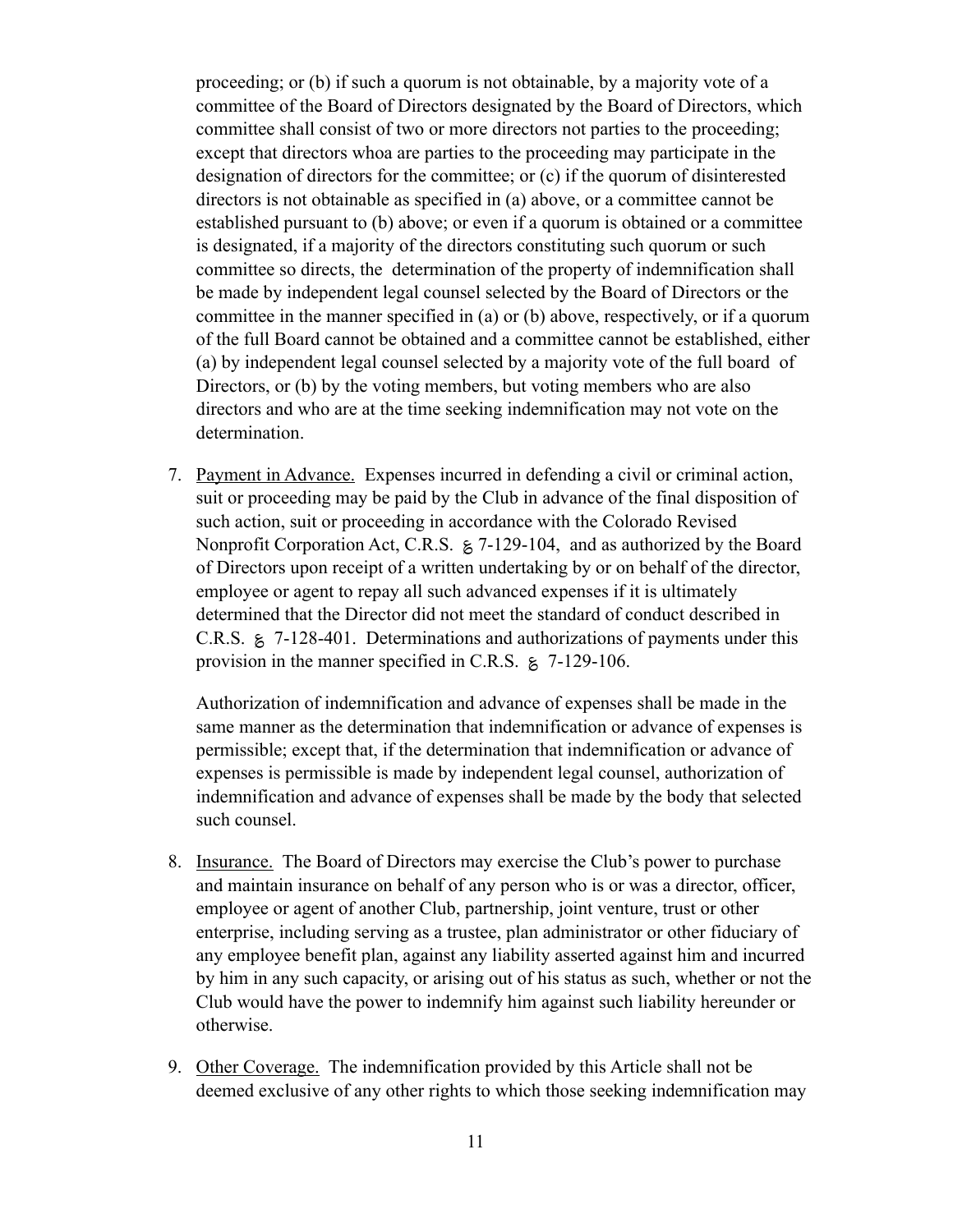proceeding; or (b) if such a quorum is not obtainable, by a majority vote of a committee of the Board of Directors designated by the Board of Directors, which committee shall consist of two or more directors not parties to the proceeding; except that directors whoa are parties to the proceeding may participate in the designation of directors for the committee; or (c) if the quorum of disinterested directors is not obtainable as specified in (a) above, or a committee cannot be established pursuant to (b) above; or even if a quorum is obtained or a committee is designated, if a majority of the directors constituting such quorum or such committee so directs, the determination of the property of indemnification shall be made by independent legal counsel selected by the Board of Directors or the committee in the manner specified in (a) or (b) above, respectively, or if a quorum of the full Board cannot be obtained and a committee cannot be established, either (a) by independent legal counsel selected by a majority vote of the full board of Directors, or (b) by the voting members, but voting members who are also directors and who are at the time seeking indemnification may not vote on the determination.

7. Payment in Advance. Expenses incurred in defending a civil or criminal action, suit or proceeding may be paid by the Club in advance of the final disposition of such action, suit or proceeding in accordance with the Colorado Revised Nonprofit Corporation Act, C.R.S. § 7-129-104, and as authorized by the Board of Directors upon receipt of a written undertaking by or on behalf of the director, employee or agent to repay all such advanced expenses if it is ultimately determined that the Director did not meet the standard of conduct described in C.R.S. § 7-128-401. Determinations and authorizations of payments under this provision in the manner specified in C.R.S. § 7-129-106.

   Authorization of indemnification and advance of expenses shall be made in the same manner as the determination that indemnification or advance of expenses is permissible; except that, if the determination that indemnification or advance of expenses is permissible is made by independent legal counsel, authorization of indemnification and advance of expenses shall be made by the body that selected such counsel.

8. Insurance. The Board of Directors may exercise the Club's power to purchase and maintain insurance on behalf of any person who is or was a director, officer, employee or agent of another Club, partnership, joint venture, trust or other enterprise, including serving as a trustee, plan administrator or other fiduciary of any employee benefit plan, against any liability asserted against him and incurred by him in any such capacity, or arising out of his status as such, whether or not the Club would have the power to indemnify him against such liability hereunder or otherwise.

9. Other Coverage. The indemnification provided by this Article shall not be deemed exclusive of any other rights to which those seeking indemnification may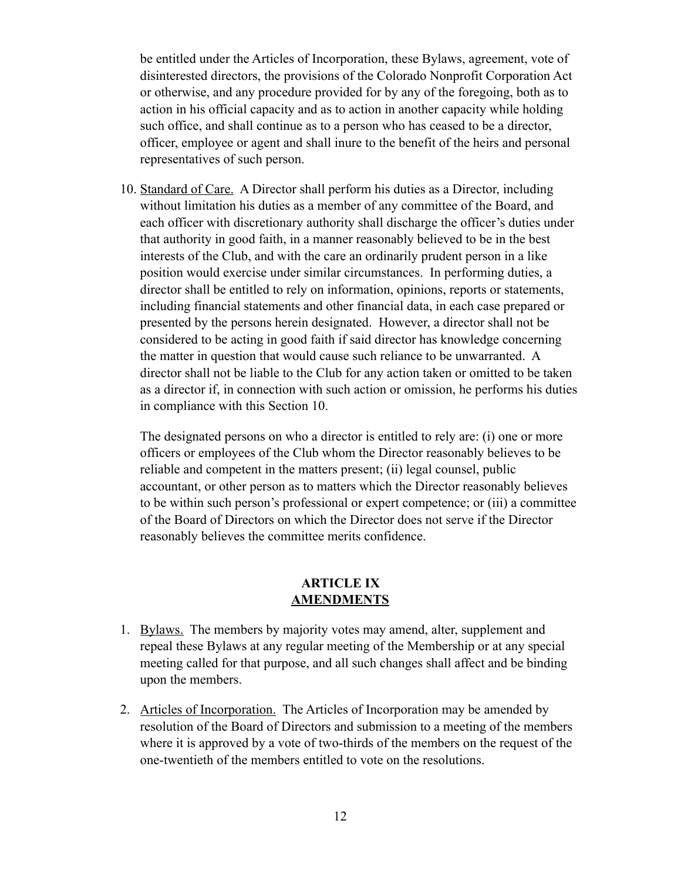be entitled under the Articles of Incorporation, these Bylaws, agreement, vote of disinterested directors, the provisions of the Colorado Nonprofit Corporation Act or otherwise, and any procedure provided for by any of the foregoing, both as to action in his official capacity and as to action in another capacity while holding such office, and shall continue as to a person who has ceased to be a director, officer, employee or agent and shall inure to the benefit of the heirs and personal representatives of such person.

10. Standard of Care. A Director shall perform his duties as a Director, including without limitation his duties as a member of any committee of the Board, and each officer with discretionary authority shall discharge the officer's duties under that authority in good faith, in a manner reasonably believed to be in the best interests of the Club, and with the care an ordinarily prudent person in a like position would exercise under similar circumstances. In performing duties, a director shall be entitled to rely on information, opinions, reports or statements, including financial statements and other financial data, in each case prepared or presented by the persons herein designated. However, a director shall not be considered to be acting in good faith if said director has knowledge concerning the matter in question that would cause such reliance to be unwarranted. A director shall not be liable to the Club for any action taken or omitted to be taken as a director if, in connection with such action or omission, he performs his duties in compliance with this Section 10.

    The designated persons on who a director is entitled to rely are: (i) one or more officers or employees of the Club whom the Director reasonably believes to be reliable and competent in the matters present; (ii) legal counsel, public accountant, or other person as to matters which the Director reasonably believes to be within such person's professional or expert competence; or (iii) a committee of the Board of Directors on which the Director does not serve if the Director reasonably believes the committee merits confidence.

## ARTICLE IX
## AMENDMENTS

1. Bylaws. The members by majority votes may amend, alter, supplement and repeal these Bylaws at any regular meeting of the Membership or at any special meeting called for that purpose, and all such changes shall affect and be binding upon the members.

2. Articles of Incorporation. The Articles of Incorporation may be amended by resolution of the Board of Directors and submission to a meeting of the members where it is approved by a vote of two-thirds of the members on the request of the one-twentieth of the members entitled to vote on the resolutions.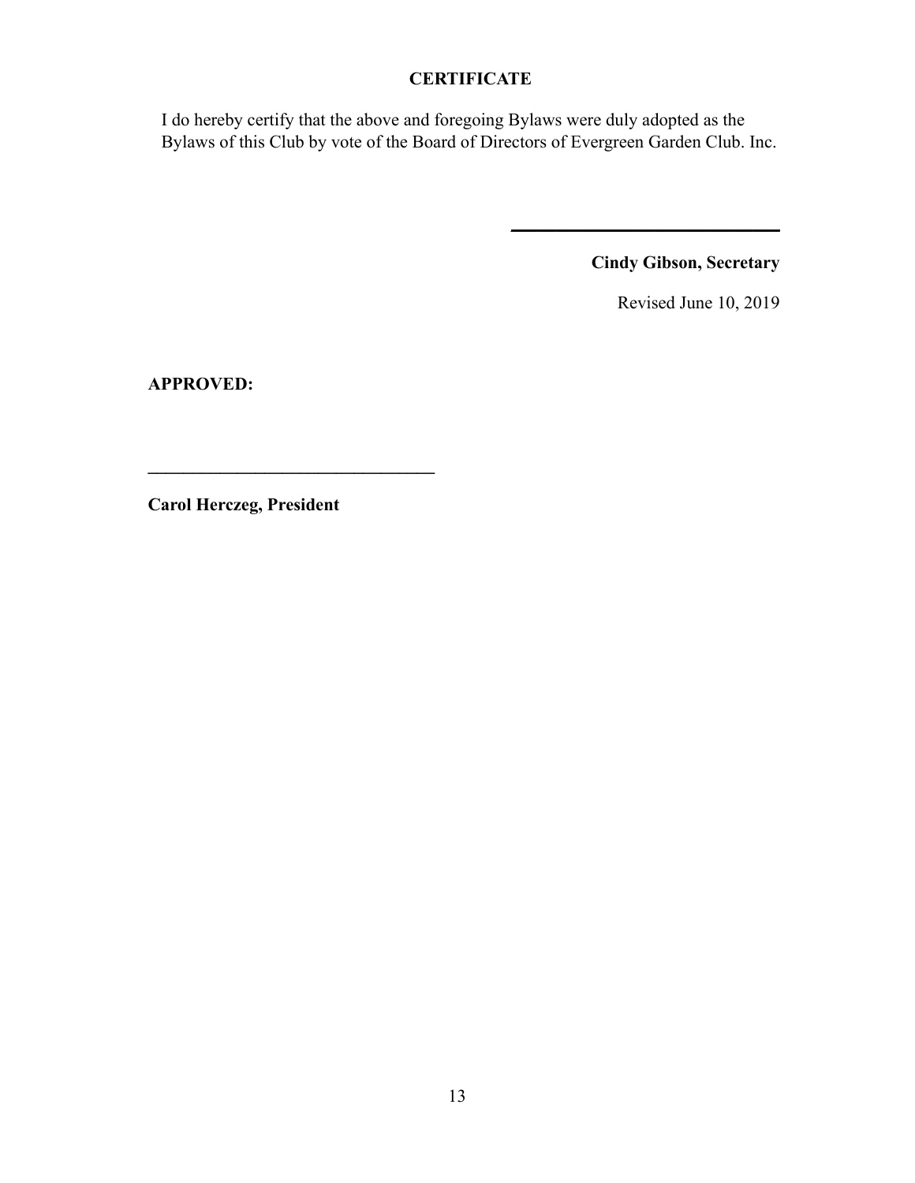## CERTIFICATE

I do hereby certify that the above and foregoing Bylaws were duly adopted as the Bylaws of this Club by vote of the Board of Directors of Evergreen Garden Club. Inc.

\_\_\_\_\_\_\_\_\_\_\_\_\_\_\_\_\_\_\_\_\_\_\_\_\_\_\_\_\_\_\_\_

**Cindy Gibson, Secretary**

Revised June 10, 2019

**APPROVED:**

\_\_\_\_\_\_\_\_\_\_\_\_\_\_\_\_\_\_\_\_\_\_\_\_\_\_\_\_\_\_\_\_

**Carol Herczeg, President**